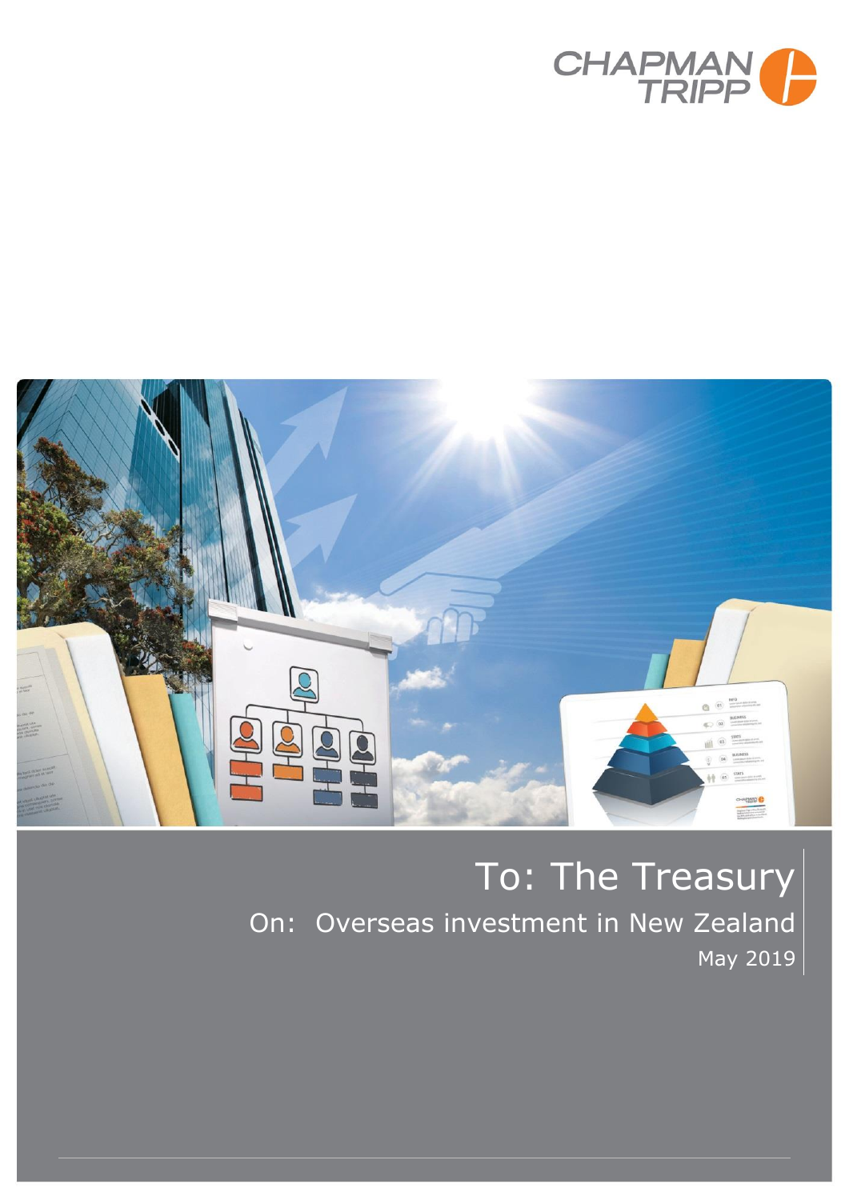CHAPMAN TRIPP

# To: The Treasury

## On: Overseas investment in New Zealand

May 2019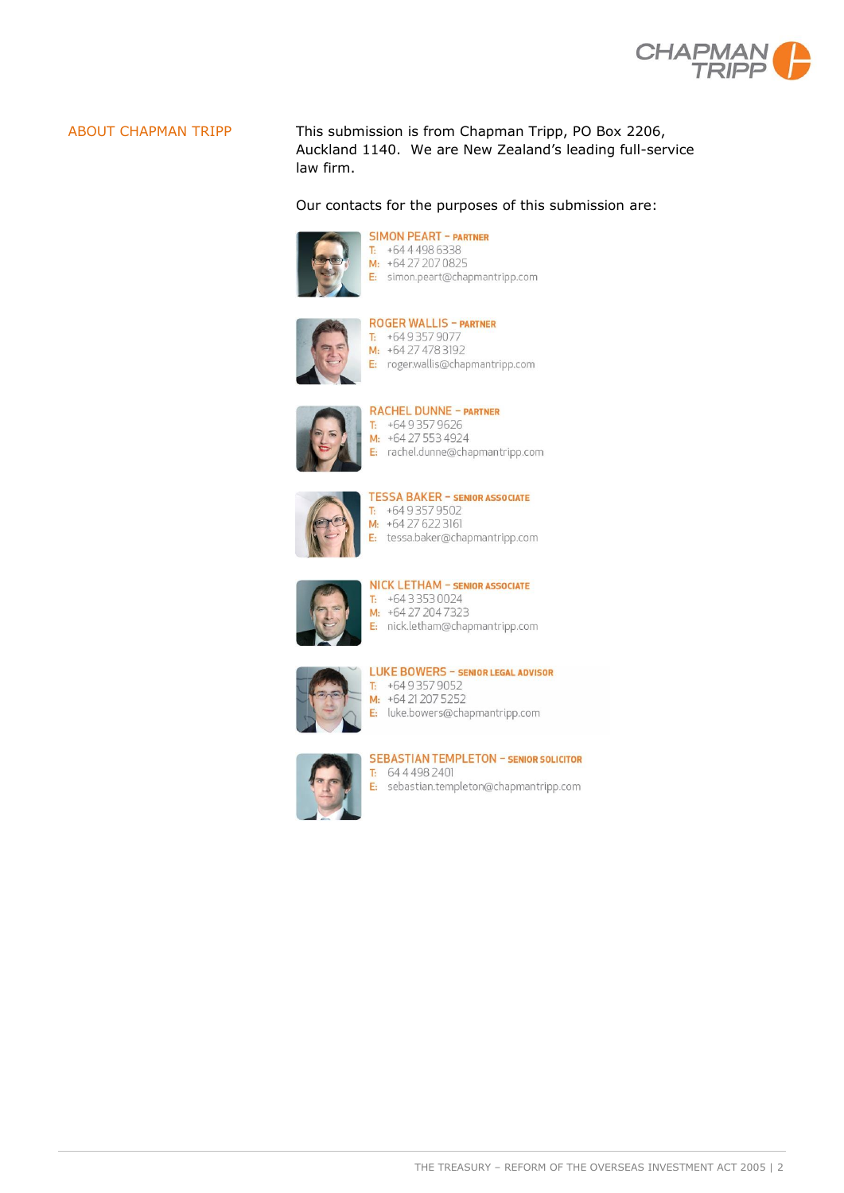## ABOUT CHAPMAN TRIPP

This submission is from Chapman Tripp, PO Box 2206, Auckland 1140. We are New Zealand's leading full-service law firm.

Our contacts for the purposes of this submission are:

**SIMON PEART – PARTNER**
T: +64 4 498 6338
M: +64 27 207 0825
E: simon.peart@chapmantripp.com

**ROGER WALLIS – PARTNER**
T: +64 9 357 9077
M: +64 27 478 3192
E: roger.wallis@chapmantripp.com

**RACHEL DUNNE – PARTNER**
T: +64 9 357 9626
M: +64 27 553 4924
E: rachel.dunne@chapmantripp.com

**TESSA BAKER – SENIOR ASSOCIATE**
T: +64 9 357 9502
M: +64 27 622 3161
E: tessa.baker@chapmantripp.com

**NICK LETHAM – SENIOR ASSOCIATE**
T: +64 3 353 0024
M: +64 27 204 7323
E: nick.letham@chapmantripp.com

**LUKE BOWERS – SENIOR LEGAL ADVISOR**
T: +64 9 357 9052
M: +64 21 207 5252
E: luke.bowers@chapmantripp.com

**SEBASTIAN TEMPLETON – SENIOR SOLICITOR**
T: 64 4 498 2401
E: sebastian.templeton@chapmantripp.com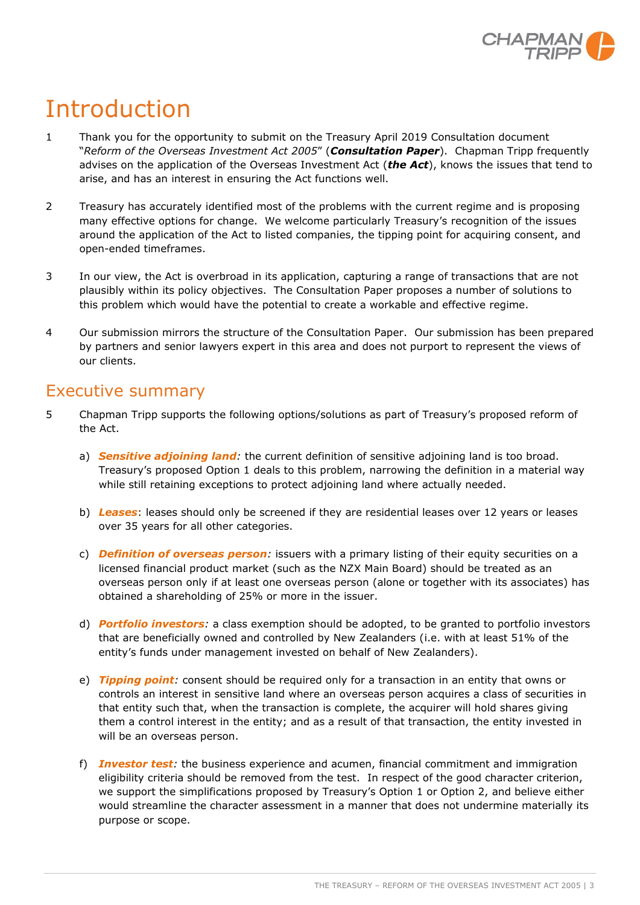# Introduction

1 Thank you for the opportunity to submit on the Treasury April 2019 Consultation document "*Reform of the Overseas Investment Act 2005*" (***Consultation Paper***). Chapman Tripp frequently advises on the application of the Overseas Investment Act (***the Act***), knows the issues that tend to arise, and has an interest in ensuring the Act functions well.

2 Treasury has accurately identified most of the problems with the current regime and is proposing many effective options for change. We welcome particularly Treasury's recognition of the issues around the application of the Act to listed companies, the tipping point for acquiring consent, and open-ended timeframes.

3 In our view, the Act is overbroad in its application, capturing a range of transactions that are not plausibly within its policy objectives. The Consultation Paper proposes a number of solutions to this problem which would have the potential to create a workable and effective regime.

4 Our submission mirrors the structure of the Consultation Paper. Our submission has been prepared by partners and senior lawyers expert in this area and does not purport to represent the views of our clients.

## Executive summary

5 Chapman Tripp supports the following options/solutions as part of Treasury's proposed reform of the Act.

a) ***Sensitive adjoining land:*** the current definition of sensitive adjoining land is too broad. Treasury's proposed Option 1 deals to this problem, narrowing the definition in a material way while still retaining exceptions to protect adjoining land where actually needed.

b) ***Leases***: leases should only be screened if they are residential leases over 12 years or leases over 35 years for all other categories.

c) ***Definition of overseas person:*** issuers with a primary listing of their equity securities on a licensed financial product market (such as the NZX Main Board) should be treated as an overseas person only if at least one overseas person (alone or together with its associates) has obtained a shareholding of 25% or more in the issuer.

d) ***Portfolio investors:*** a class exemption should be adopted, to be granted to portfolio investors that are beneficially owned and controlled by New Zealanders (i.e. with at least 51% of the entity's funds under management invested on behalf of New Zealanders).

e) ***Tipping point:*** consent should be required only for a transaction in an entity that owns or controls an interest in sensitive land where an overseas person acquires a class of securities in that entity such that, when the transaction is complete, the acquirer will hold shares giving them a control interest in the entity; and as a result of that transaction, the entity invested in will be an overseas person.

f) ***Investor test:*** the business experience and acumen, financial commitment and immigration eligibility criteria should be removed from the test. In respect of the good character criterion, we support the simplifications proposed by Treasury's Option 1 or Option 2, and believe either would streamline the character assessment in a manner that does not undermine materially its purpose or scope.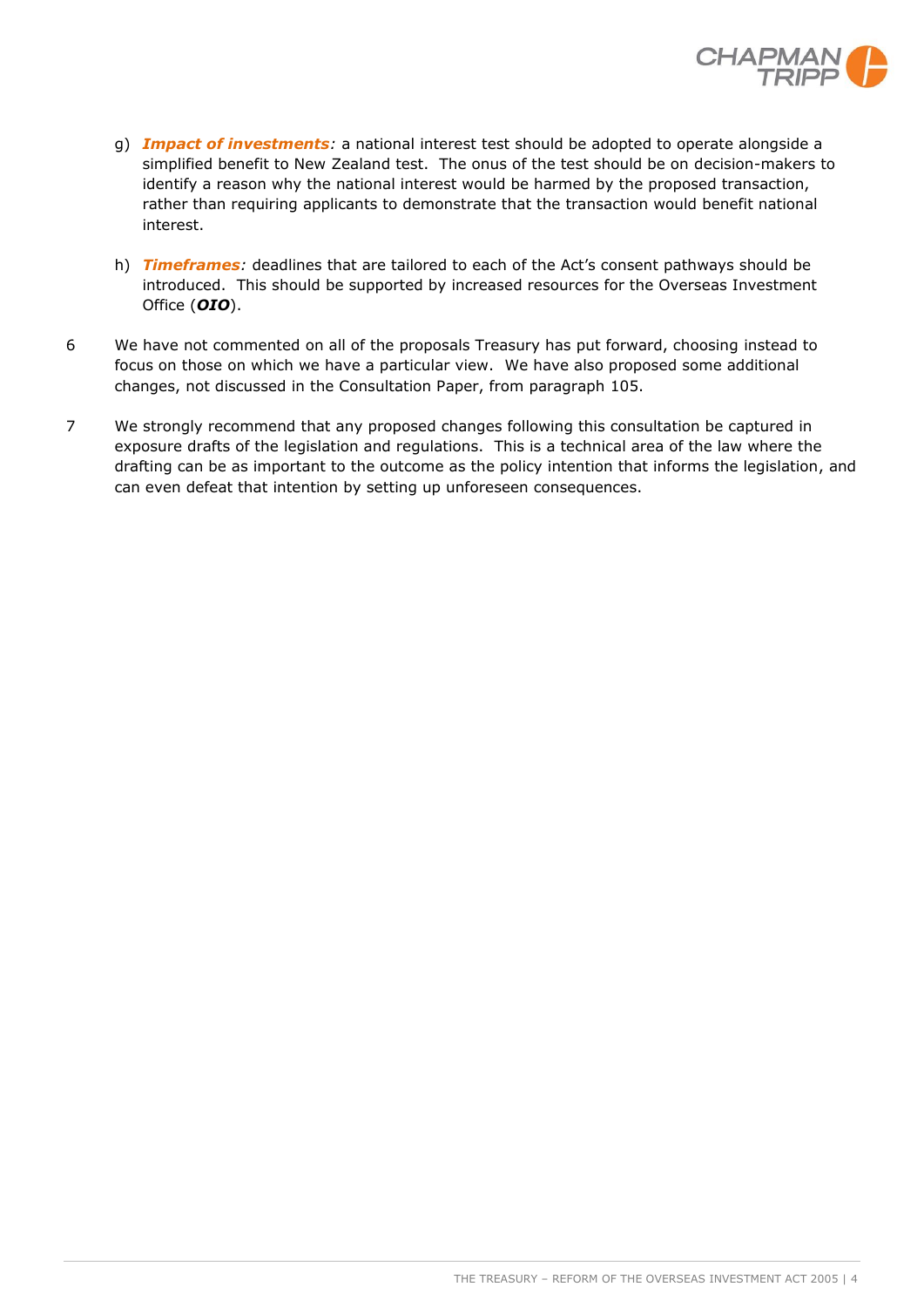g) ***Impact of investments****:* a national interest test should be adopted to operate alongside a simplified benefit to New Zealand test. The onus of the test should be on decision-makers to identify a reason why the national interest would be harmed by the proposed transaction, rather than requiring applicants to demonstrate that the transaction would benefit national interest.

h) ***Timeframes****:* deadlines that are tailored to each of the Act's consent pathways should be introduced. This should be supported by increased resources for the Overseas Investment Office (***OIO***).

6 We have not commented on all of the proposals Treasury has put forward, choosing instead to focus on those on which we have a particular view. We have also proposed some additional changes, not discussed in the Consultation Paper, from paragraph 105.

7 We strongly recommend that any proposed changes following this consultation be captured in exposure drafts of the legislation and regulations. This is a technical area of the law where the drafting can be as important to the outcome as the policy intention that informs the legislation, and can even defeat that intention by setting up unforeseen consequences.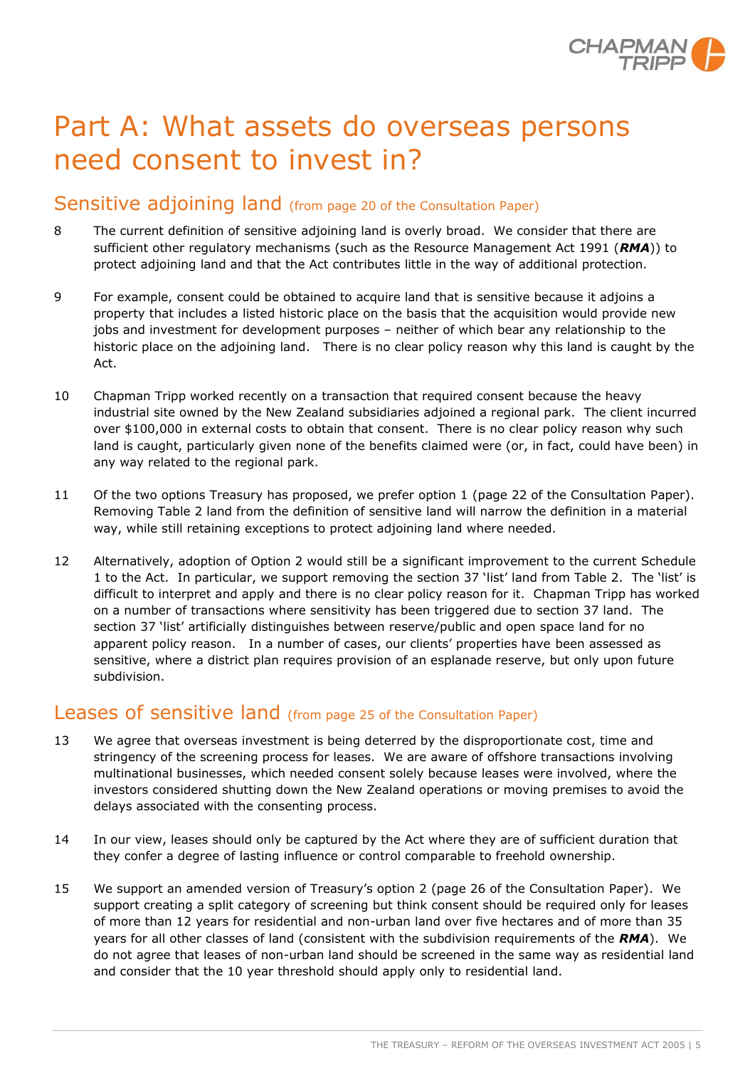# Part A: What assets do overseas persons need consent to invest in?

## Sensitive adjoining land (from page 20 of the Consultation Paper)

8 The current definition of sensitive adjoining land is overly broad. We consider that there are sufficient other regulatory mechanisms (such as the Resource Management Act 1991 (***RMA***)) to protect adjoining land and that the Act contributes little in the way of additional protection.

9 For example, consent could be obtained to acquire land that is sensitive because it adjoins a property that includes a listed historic place on the basis that the acquisition would provide new jobs and investment for development purposes – neither of which bear any relationship to the historic place on the adjoining land. There is no clear policy reason why this land is caught by the Act.

10 Chapman Tripp worked recently on a transaction that required consent because the heavy industrial site owned by the New Zealand subsidiaries adjoined a regional park. The client incurred over $100,000 in external costs to obtain that consent. There is no clear policy reason why such land is caught, particularly given none of the benefits claimed were (or, in fact, could have been) in any way related to the regional park.

11 Of the two options Treasury has proposed, we prefer option 1 (page 22 of the Consultation Paper). Removing Table 2 land from the definition of sensitive land will narrow the definition in a material way, while still retaining exceptions to protect adjoining land where needed.

12 Alternatively, adoption of Option 2 would still be a significant improvement to the current Schedule 1 to the Act. In particular, we support removing the section 37 'list' land from Table 2. The 'list' is difficult to interpret and apply and there is no clear policy reason for it. Chapman Tripp has worked on a number of transactions where sensitivity has been triggered due to section 37 land. The section 37 'list' artificially distinguishes between reserve/public and open space land for no apparent policy reason. In a number of cases, our clients' properties have been assessed as sensitive, where a district plan requires provision of an esplanade reserve, but only upon future subdivision.

## Leases of sensitive land (from page 25 of the Consultation Paper)

13 We agree that overseas investment is being deterred by the disproportionate cost, time and stringency of the screening process for leases. We are aware of offshore transactions involving multinational businesses, which needed consent solely because leases were involved, where the investors considered shutting down the New Zealand operations or moving premises to avoid the delays associated with the consenting process.

14 In our view, leases should only be captured by the Act where they are of sufficient duration that they confer a degree of lasting influence or control comparable to freehold ownership.

15 We support an amended version of Treasury's option 2 (page 26 of the Consultation Paper). We support creating a split category of screening but think consent should be required only for leases of more than 12 years for residential and non-urban land over five hectares and of more than 35 years for all other classes of land (consistent with the subdivision requirements of the ***RMA***). We do not agree that leases of non-urban land should be screened in the same way as residential land and consider that the 10 year threshold should apply only to residential land.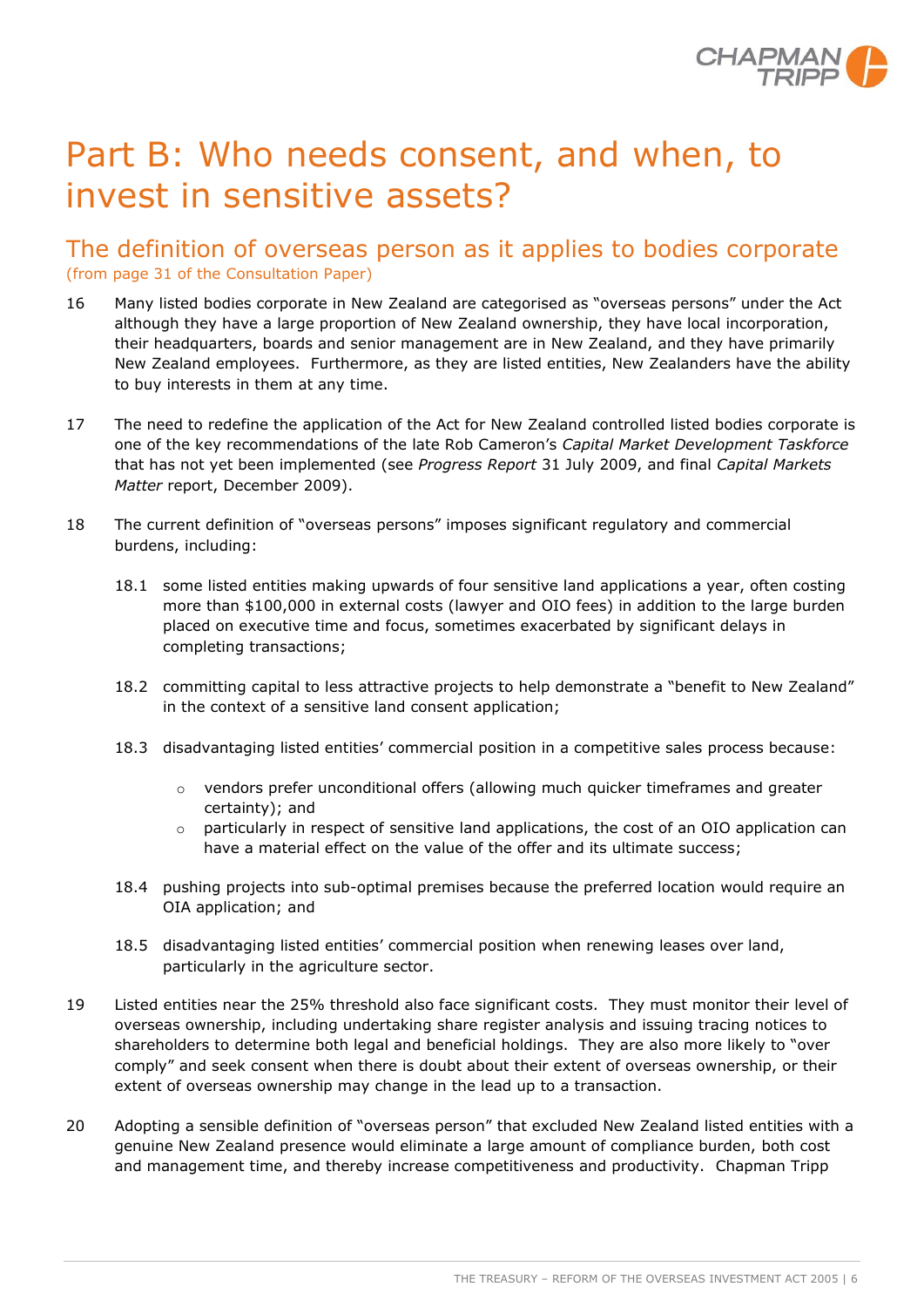# Part B: Who needs consent, and when, to invest in sensitive assets?

## The definition of overseas person as it applies to bodies corporate

(from page 31 of the Consultation Paper)

16 Many listed bodies corporate in New Zealand are categorised as "overseas persons" under the Act although they have a large proportion of New Zealand ownership, they have local incorporation, their headquarters, boards and senior management are in New Zealand, and they have primarily New Zealand employees. Furthermore, as they are listed entities, New Zealanders have the ability to buy interests in them at any time.

17 The need to redefine the application of the Act for New Zealand controlled listed bodies corporate is one of the key recommendations of the late Rob Cameron's *Capital Market Development Taskforce* that has not yet been implemented (see *Progress Report* 31 July 2009, and final *Capital Markets Matter* report, December 2009).

18 The current definition of "overseas persons" imposes significant regulatory and commercial burdens, including:

18.1 some listed entities making upwards of four sensitive land applications a year, often costing more than $100,000 in external costs (lawyer and OIO fees) in addition to the large burden placed on executive time and focus, sometimes exacerbated by significant delays in completing transactions;

18.2 committing capital to less attractive projects to help demonstrate a "benefit to New Zealand" in the context of a sensitive land consent application;

18.3 disadvantaging listed entities' commercial position in a competitive sales process because:

- vendors prefer unconditional offers (allowing much quicker timeframes and greater certainty); and
- particularly in respect of sensitive land applications, the cost of an OIO application can have a material effect on the value of the offer and its ultimate success;

18.4 pushing projects into sub-optimal premises because the preferred location would require an OIA application; and

18.5 disadvantaging listed entities' commercial position when renewing leases over land, particularly in the agriculture sector.

19 Listed entities near the 25% threshold also face significant costs. They must monitor their level of overseas ownership, including undertaking share register analysis and issuing tracing notices to shareholders to determine both legal and beneficial holdings. They are also more likely to "over comply" and seek consent when there is doubt about their extent of overseas ownership, or their extent of overseas ownership may change in the lead up to a transaction.

20 Adopting a sensible definition of "overseas person" that excluded New Zealand listed entities with a genuine New Zealand presence would eliminate a large amount of compliance burden, both cost and management time, and thereby increase competitiveness and productivity. Chapman Tripp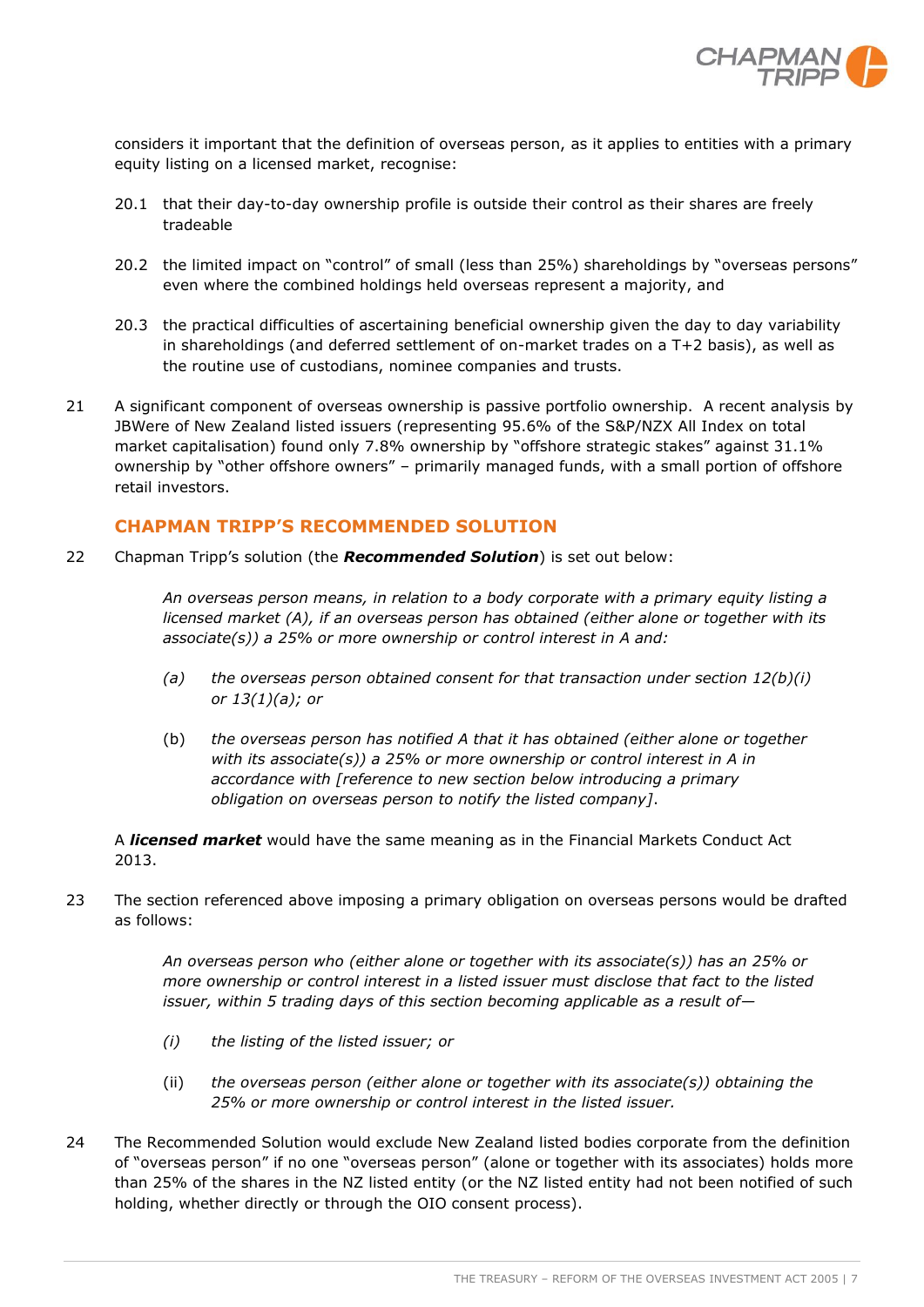considers it important that the definition of overseas person, as it applies to entities with a primary equity listing on a licensed market, recognise:

20.1 that their day-to-day ownership profile is outside their control as their shares are freely tradeable

20.2 the limited impact on "control" of small (less than 25%) shareholdings by "overseas persons" even where the combined holdings held overseas represent a majority, and

20.3 the practical difficulties of ascertaining beneficial ownership given the day to day variability in shareholdings (and deferred settlement of on-market trades on a T+2 basis), as well as the routine use of custodians, nominee companies and trusts.

21 A significant component of overseas ownership is passive portfolio ownership. A recent analysis by JBWere of New Zealand listed issuers (representing 95.6% of the S&P/NZX All Index on total market capitalisation) found only 7.8% ownership by "offshore strategic stakes" against 31.1% ownership by "other offshore owners" – primarily managed funds, with a small portion of offshore retail investors.

## CHAPMAN TRIPP'S RECOMMENDED SOLUTION

22 Chapman Tripp's solution (the ***Recommended Solution***) is set out below:

> *An overseas person means, in relation to a body corporate with a primary equity listing a licensed market (A), if an overseas person has obtained (either alone or together with its associate(s)) a 25% or more ownership or control interest in A and:*
>
> *(a) the overseas person obtained consent for that transaction under section 12(b)(i) or 13(1)(a); or*
>
> *(b) the overseas person has notified A that it has obtained (either alone or together with its associate(s)) a 25% or more ownership or control interest in A in accordance with [reference to new section below introducing a primary obligation on overseas person to notify the listed company].*

A ***licensed market*** would have the same meaning as in the Financial Markets Conduct Act 2013.

23 The section referenced above imposing a primary obligation on overseas persons would be drafted as follows:

> *An overseas person who (either alone or together with its associate(s)) has an 25% or more ownership or control interest in a listed issuer must disclose that fact to the listed issuer, within 5 trading days of this section becoming applicable as a result of—*
>
> *(i) the listing of the listed issuer; or*
>
> *(ii) the overseas person (either alone or together with its associate(s)) obtaining the 25% or more ownership or control interest in the listed issuer.*

24 The Recommended Solution would exclude New Zealand listed bodies corporate from the definition of "overseas person" if no one "overseas person" (alone or together with its associates) holds more than 25% of the shares in the NZ listed entity (or the NZ listed entity had not been notified of such holding, whether directly or through the OIO consent process).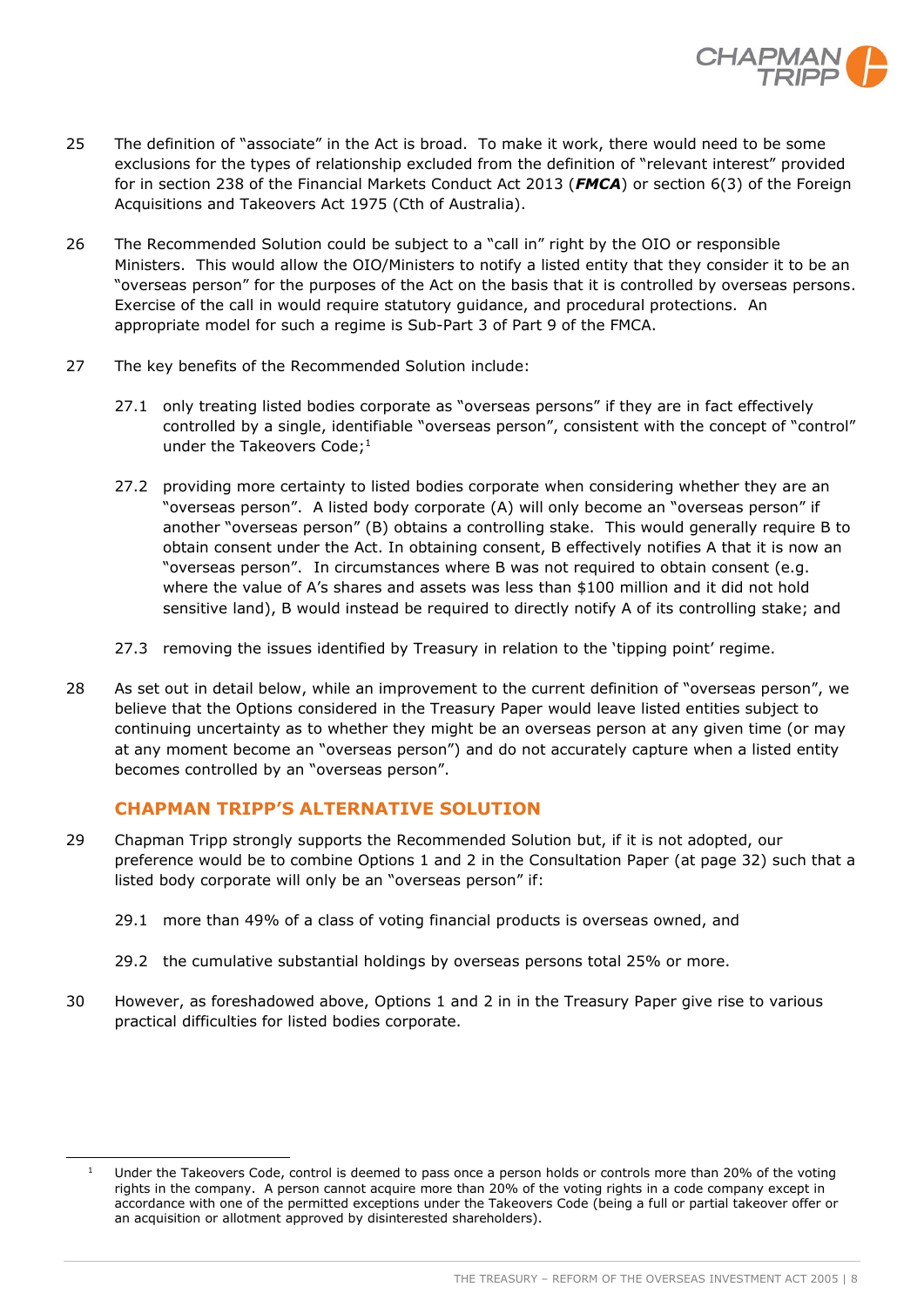25 The definition of "associate" in the Act is broad. To make it work, there would need to be some exclusions for the types of relationship excluded from the definition of "relevant interest" provided for in section 238 of the Financial Markets Conduct Act 2013 (***FMCA***) or section 6(3) of the Foreign Acquisitions and Takeovers Act 1975 (Cth of Australia).

26 The Recommended Solution could be subject to a "call in" right by the OIO or responsible Ministers. This would allow the OIO/Ministers to notify a listed entity that they consider it to be an "overseas person" for the purposes of the Act on the basis that it is controlled by overseas persons. Exercise of the call in would require statutory guidance, and procedural protections. An appropriate model for such a regime is Sub-Part 3 of Part 9 of the FMCA.

27 The key benefits of the Recommended Solution include:

27.1 only treating listed bodies corporate as "overseas persons" if they are in fact effectively controlled by a single, identifiable "overseas person", consistent with the concept of "control" under the Takeovers Code;[1]

27.2 providing more certainty to listed bodies corporate when considering whether they are an "overseas person". A listed body corporate (A) will only become an "overseas person" if another "overseas person" (B) obtains a controlling stake. This would generally require B to obtain consent under the Act. In obtaining consent, B effectively notifies A that it is now an "overseas person". In circumstances where B was not required to obtain consent (e.g. where the value of A's shares and assets was less than $100 million and it did not hold sensitive land), B would instead be required to directly notify A of its controlling stake; and

27.3 removing the issues identified by Treasury in relation to the 'tipping point' regime.

28 As set out in detail below, while an improvement to the current definition of "overseas person", we believe that the Options considered in the Treasury Paper would leave listed entities subject to continuing uncertainty as to whether they might be an overseas person at any given time (or may at any moment become an "overseas person") and do not accurately capture when a listed entity becomes controlled by an "overseas person".

## CHAPMAN TRIPP'S ALTERNATIVE SOLUTION

29 Chapman Tripp strongly supports the Recommended Solution but, if it is not adopted, our preference would be to combine Options 1 and 2 in the Consultation Paper (at page 32) such that a listed body corporate will only be an "overseas person" if:

29.1 more than 49% of a class of voting financial products is overseas owned, and

29.2 the cumulative substantial holdings by overseas persons total 25% or more.

30 However, as foreshadowed above, Options 1 and 2 in in the Treasury Paper give rise to various practical difficulties for listed bodies corporate.

---

[1] Under the Takeovers Code, control is deemed to pass once a person holds or controls more than 20% of the voting rights in the company. A person cannot acquire more than 20% of the voting rights in a code company except in accordance with one of the permitted exceptions under the Takeovers Code (being a full or partial takeover offer or an acquisition or allotment approved by disinterested shareholders).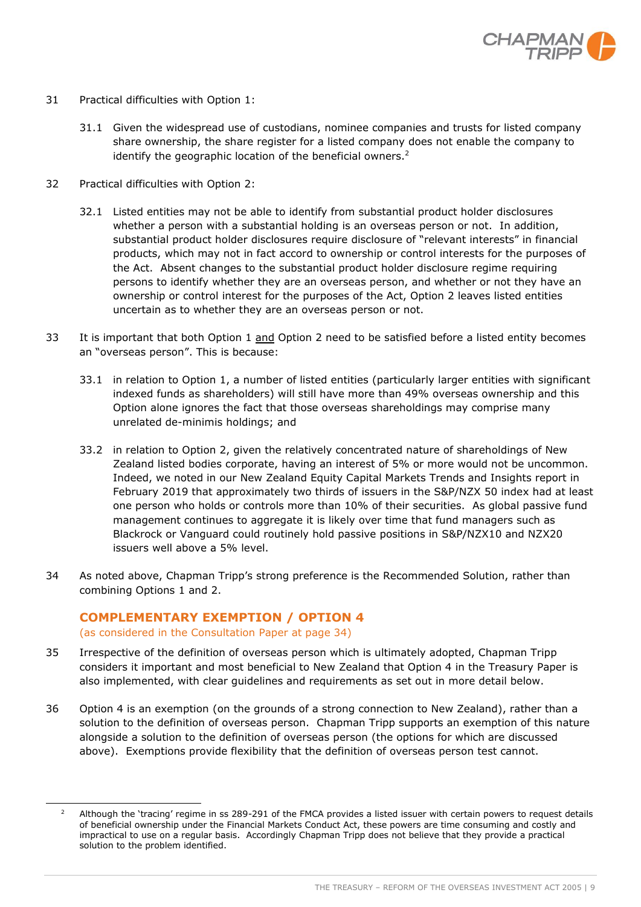31 Practical difficulties with Option 1:

31.1 Given the widespread use of custodians, nominee companies and trusts for listed company share ownership, the share register for a listed company does not enable the company to identify the geographic location of the beneficial owners.[2]

32 Practical difficulties with Option 2:

32.1 Listed entities may not be able to identify from substantial product holder disclosures whether a person with a substantial holding is an overseas person or not. In addition, substantial product holder disclosures require disclosure of "relevant interests" in financial products, which may not in fact accord to ownership or control interests for the purposes of the Act. Absent changes to the substantial product holder disclosure regime requiring persons to identify whether they are an overseas person, and whether or not they have an ownership or control interest for the purposes of the Act, Option 2 leaves listed entities uncertain as to whether they are an overseas person or not.

33 It is important that both Option 1 <u>and</u> Option 2 need to be satisfied before a listed entity becomes an "overseas person". This is because:

33.1 in relation to Option 1, a number of listed entities (particularly larger entities with significant indexed funds as shareholders) will still have more than 49% overseas ownership and this Option alone ignores the fact that those overseas shareholdings may comprise many unrelated de-minimis holdings; and

33.2 in relation to Option 2, given the relatively concentrated nature of shareholdings of New Zealand listed bodies corporate, having an interest of 5% or more would not be uncommon. Indeed, we noted in our New Zealand Equity Capital Markets Trends and Insights report in February 2019 that approximately two thirds of issuers in the S&P/NZX 50 index had at least one person who holds or controls more than 10% of their securities. As global passive fund management continues to aggregate it is likely over time that fund managers such as Blackrock or Vanguard could routinely hold passive positions in S&P/NZX10 and NZX20 issuers well above a 5% level.

34 As noted above, Chapman Tripp's strong preference is the Recommended Solution, rather than combining Options 1 and 2.

## COMPLEMENTARY EXEMPTION / OPTION 4

(as considered in the Consultation Paper at page 34)

35 Irrespective of the definition of overseas person which is ultimately adopted, Chapman Tripp considers it important and most beneficial to New Zealand that Option 4 in the Treasury Paper is also implemented, with clear guidelines and requirements as set out in more detail below.

36 Option 4 is an exemption (on the grounds of a strong connection to New Zealand), rather than a solution to the definition of overseas person. Chapman Tripp supports an exemption of this nature alongside a solution to the definition of overseas person (the options for which are discussed above). Exemptions provide flexibility that the definition of overseas person test cannot.

---

[2] Although the 'tracing' regime in ss 289-291 of the FMCA provides a listed issuer with certain powers to request details of beneficial ownership under the Financial Markets Conduct Act, these powers are time consuming and costly and impractical to use on a regular basis. Accordingly Chapman Tripp does not believe that they provide a practical solution to the problem identified.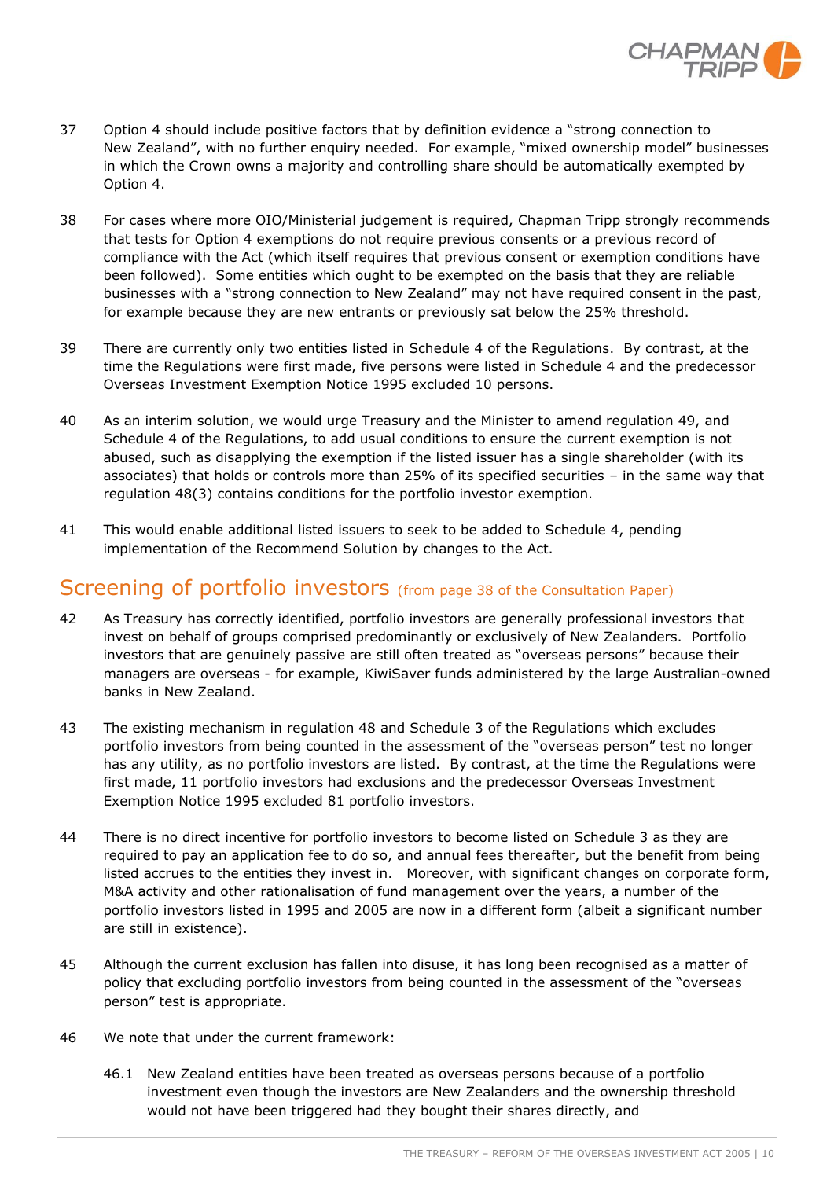37 Option 4 should include positive factors that by definition evidence a "strong connection to New Zealand", with no further enquiry needed. For example, "mixed ownership model" businesses in which the Crown owns a majority and controlling share should be automatically exempted by Option 4.

38 For cases where more OIO/Ministerial judgement is required, Chapman Tripp strongly recommends that tests for Option 4 exemptions do not require previous consents or a previous record of compliance with the Act (which itself requires that previous consent or exemption conditions have been followed). Some entities which ought to be exempted on the basis that they are reliable businesses with a "strong connection to New Zealand" may not have required consent in the past, for example because they are new entrants or previously sat below the 25% threshold.

39 There are currently only two entities listed in Schedule 4 of the Regulations. By contrast, at the time the Regulations were first made, five persons were listed in Schedule 4 and the predecessor Overseas Investment Exemption Notice 1995 excluded 10 persons.

40 As an interim solution, we would urge Treasury and the Minister to amend regulation 49, and Schedule 4 of the Regulations, to add usual conditions to ensure the current exemption is not abused, such as disapplying the exemption if the listed issuer has a single shareholder (with its associates) that holds or controls more than 25% of its specified securities – in the same way that regulation 48(3) contains conditions for the portfolio investor exemption.

41 This would enable additional listed issuers to seek to be added to Schedule 4, pending implementation of the Recommend Solution by changes to the Act.

## Screening of portfolio investors (from page 38 of the Consultation Paper)

42 As Treasury has correctly identified, portfolio investors are generally professional investors that invest on behalf of groups comprised predominantly or exclusively of New Zealanders. Portfolio investors that are genuinely passive are still often treated as "overseas persons" because their managers are overseas - for example, KiwiSaver funds administered by the large Australian-owned banks in New Zealand.

43 The existing mechanism in regulation 48 and Schedule 3 of the Regulations which excludes portfolio investors from being counted in the assessment of the "overseas person" test no longer has any utility, as no portfolio investors are listed. By contrast, at the time the Regulations were first made, 11 portfolio investors had exclusions and the predecessor Overseas Investment Exemption Notice 1995 excluded 81 portfolio investors.

44 There is no direct incentive for portfolio investors to become listed on Schedule 3 as they are required to pay an application fee to do so, and annual fees thereafter, but the benefit from being listed accrues to the entities they invest in. Moreover, with significant changes on corporate form, M&A activity and other rationalisation of fund management over the years, a number of the portfolio investors listed in 1995 and 2005 are now in a different form (albeit a significant number are still in existence).

45 Although the current exclusion has fallen into disuse, it has long been recognised as a matter of policy that excluding portfolio investors from being counted in the assessment of the "overseas person" test is appropriate.

46 We note that under the current framework:

46.1 New Zealand entities have been treated as overseas persons because of a portfolio investment even though the investors are New Zealanders and the ownership threshold would not have been triggered had they bought their shares directly, and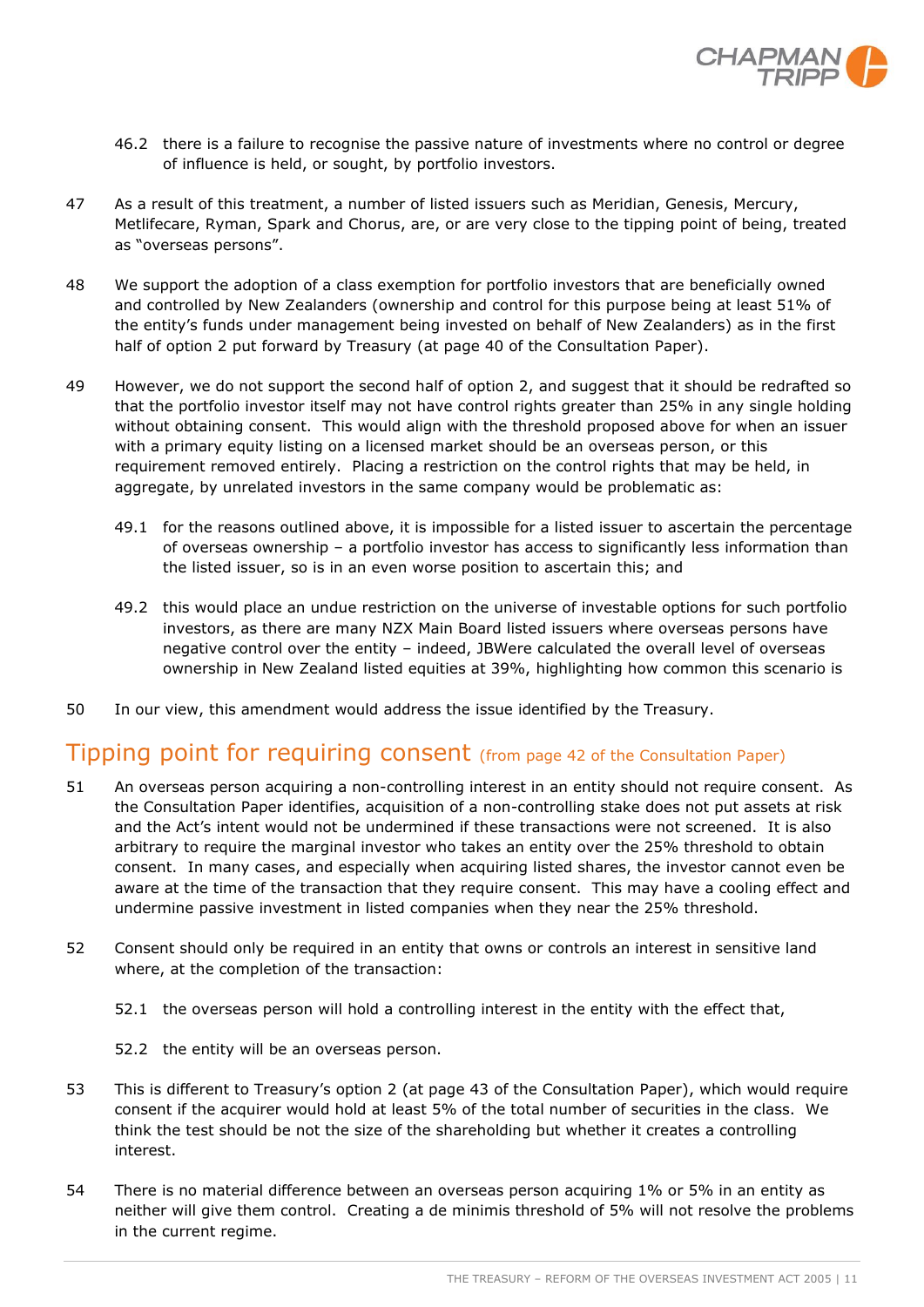46.2 there is a failure to recognise the passive nature of investments where no control or degree of influence is held, or sought, by portfolio investors.

47 As a result of this treatment, a number of listed issuers such as Meridian, Genesis, Mercury, Metlifecare, Ryman, Spark and Chorus, are, or are very close to the tipping point of being, treated as "overseas persons".

48 We support the adoption of a class exemption for portfolio investors that are beneficially owned and controlled by New Zealanders (ownership and control for this purpose being at least 51% of the entity's funds under management being invested on behalf of New Zealanders) as in the first half of option 2 put forward by Treasury (at page 40 of the Consultation Paper).

49 However, we do not support the second half of option 2, and suggest that it should be redrafted so that the portfolio investor itself may not have control rights greater than 25% in any single holding without obtaining consent. This would align with the threshold proposed above for when an issuer with a primary equity listing on a licensed market should be an overseas person, or this requirement removed entirely. Placing a restriction on the control rights that may be held, in aggregate, by unrelated investors in the same company would be problematic as:

49.1 for the reasons outlined above, it is impossible for a listed issuer to ascertain the percentage of overseas ownership – a portfolio investor has access to significantly less information than the listed issuer, so is in an even worse position to ascertain this; and

49.2 this would place an undue restriction on the universe of investable options for such portfolio investors, as there are many NZX Main Board listed issuers where overseas persons have negative control over the entity – indeed, JBWere calculated the overall level of overseas ownership in New Zealand listed equities at 39%, highlighting how common this scenario is

50 In our view, this amendment would address the issue identified by the Treasury.

## Tipping point for requiring consent (from page 42 of the Consultation Paper)

51 An overseas person acquiring a non-controlling interest in an entity should not require consent. As the Consultation Paper identifies, acquisition of a non-controlling stake does not put assets at risk and the Act's intent would not be undermined if these transactions were not screened. It is also arbitrary to require the marginal investor who takes an entity over the 25% threshold to obtain consent. In many cases, and especially when acquiring listed shares, the investor cannot even be aware at the time of the transaction that they require consent. This may have a cooling effect and undermine passive investment in listed companies when they near the 25% threshold.

52 Consent should only be required in an entity that owns or controls an interest in sensitive land where, at the completion of the transaction:

52.1 the overseas person will hold a controlling interest in the entity with the effect that,

52.2 the entity will be an overseas person.

53 This is different to Treasury's option 2 (at page 43 of the Consultation Paper), which would require consent if the acquirer would hold at least 5% of the total number of securities in the class. We think the test should be not the size of the shareholding but whether it creates a controlling interest.

54 There is no material difference between an overseas person acquiring 1% or 5% in an entity as neither will give them control. Creating a de minimis threshold of 5% will not resolve the problems in the current regime.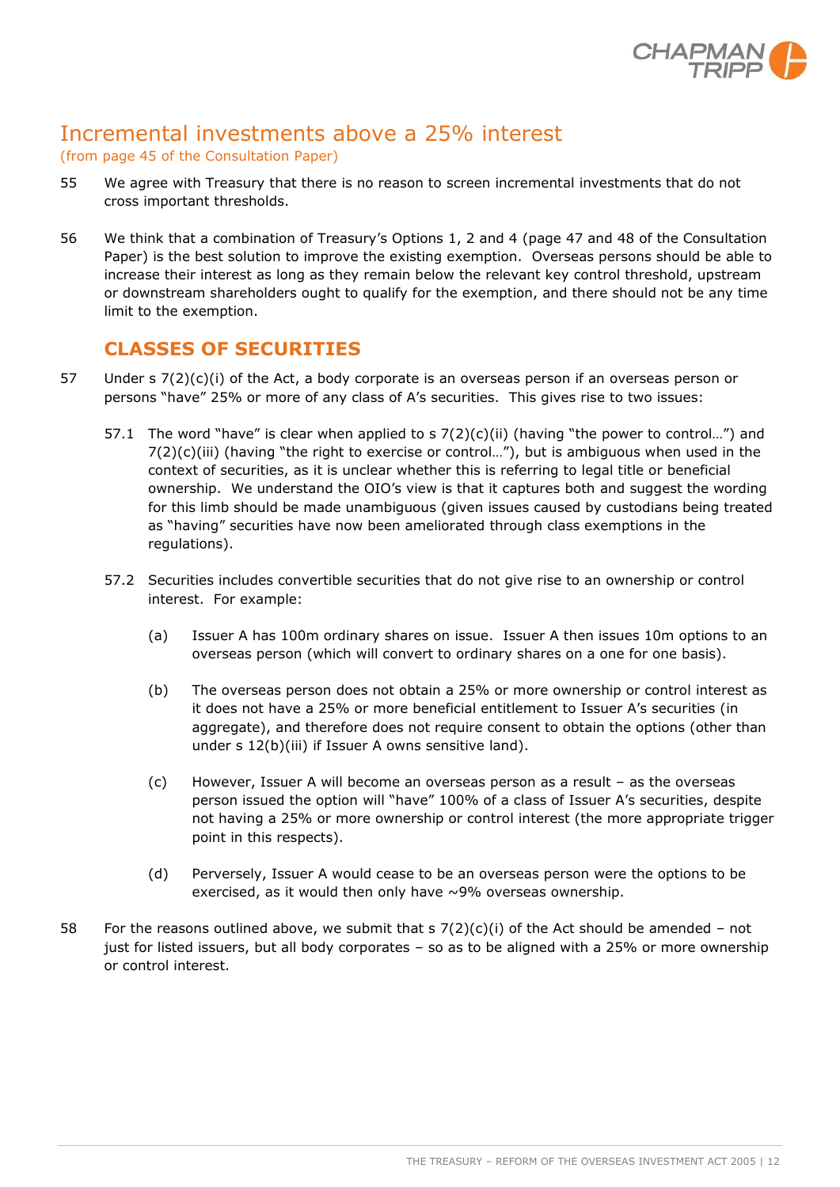## Incremental investments above a 25% interest

(from page 45 of the Consultation Paper)

55 We agree with Treasury that there is no reason to screen incremental investments that do not cross important thresholds.

56 We think that a combination of Treasury's Options 1, 2 and 4 (page 47 and 48 of the Consultation Paper) is the best solution to improve the existing exemption. Overseas persons should be able to increase their interest as long as they remain below the relevant key control threshold, upstream or downstream shareholders ought to qualify for the exemption, and there should not be any time limit to the exemption.

### CLASSES OF SECURITIES

57 Under s 7(2)(c)(i) of the Act, a body corporate is an overseas person if an overseas person or persons "have" 25% or more of any class of A's securities. This gives rise to two issues:

57.1 The word "have" is clear when applied to s 7(2)(c)(ii) (having "the power to control…") and 7(2)(c)(iii) (having "the right to exercise or control…"), but is ambiguous when used in the context of securities, as it is unclear whether this is referring to legal title or beneficial ownership. We understand the OIO's view is that it captures both and suggest the wording for this limb should be made unambiguous (given issues caused by custodians being treated as "having" securities have now been ameliorated through class exemptions in the regulations).

57.2 Securities includes convertible securities that do not give rise to an ownership or control interest. For example:

(a) Issuer A has 100m ordinary shares on issue. Issuer A then issues 10m options to an overseas person (which will convert to ordinary shares on a one for one basis).

(b) The overseas person does not obtain a 25% or more ownership or control interest as it does not have a 25% or more beneficial entitlement to Issuer A's securities (in aggregate), and therefore does not require consent to obtain the options (other than under s 12(b)(iii) if Issuer A owns sensitive land).

(c) However, Issuer A will become an overseas person as a result – as the overseas person issued the option will "have" 100% of a class of Issuer A's securities, despite not having a 25% or more ownership or control interest (the more appropriate trigger point in this respects).

(d) Perversely, Issuer A would cease to be an overseas person were the options to be exercised, as it would then only have ~9% overseas ownership.

58 For the reasons outlined above, we submit that s 7(2)(c)(i) of the Act should be amended – not just for listed issuers, but all body corporates – so as to be aligned with a 25% or more ownership or control interest.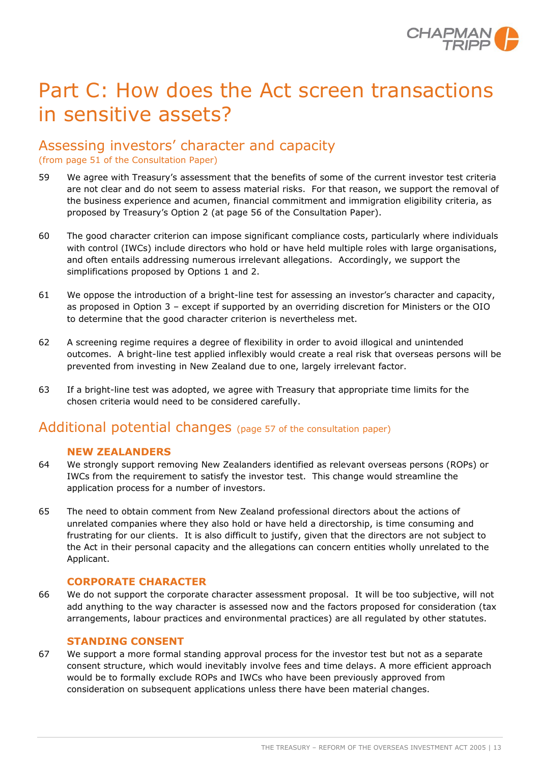# Part C: How does the Act screen transactions in sensitive assets?

## Assessing investors' character and capacity

(from page 51 of the Consultation Paper)

59 We agree with Treasury's assessment that the benefits of some of the current investor test criteria are not clear and do not seem to assess material risks. For that reason, we support the removal of the business experience and acumen, financial commitment and immigration eligibility criteria, as proposed by Treasury's Option 2 (at page 56 of the Consultation Paper).

60 The good character criterion can impose significant compliance costs, particularly where individuals with control (IWCs) include directors who hold or have held multiple roles with large organisations, and often entails addressing numerous irrelevant allegations. Accordingly, we support the simplifications proposed by Options 1 and 2.

61 We oppose the introduction of a bright-line test for assessing an investor's character and capacity, as proposed in Option 3 – except if supported by an overriding discretion for Ministers or the OIO to determine that the good character criterion is nevertheless met.

62 A screening regime requires a degree of flexibility in order to avoid illogical and unintended outcomes. A bright-line test applied inflexibly would create a real risk that overseas persons will be prevented from investing in New Zealand due to one, largely irrelevant factor.

63 If a bright-line test was adopted, we agree with Treasury that appropriate time limits for the chosen criteria would need to be considered carefully.

## Additional potential changes (page 57 of the consultation paper)

### NEW ZEALANDERS

64 We strongly support removing New Zealanders identified as relevant overseas persons (ROPs) or IWCs from the requirement to satisfy the investor test. This change would streamline the application process for a number of investors.

65 The need to obtain comment from New Zealand professional directors about the actions of unrelated companies where they also hold or have held a directorship, is time consuming and frustrating for our clients. It is also difficult to justify, given that the directors are not subject to the Act in their personal capacity and the allegations can concern entities wholly unrelated to the Applicant.

### CORPORATE CHARACTER

66 We do not support the corporate character assessment proposal. It will be too subjective, will not add anything to the way character is assessed now and the factors proposed for consideration (tax arrangements, labour practices and environmental practices) are all regulated by other statutes.

### STANDING CONSENT

67 We support a more formal standing approval process for the investor test but not as a separate consent structure, which would inevitably involve fees and time delays. A more efficient approach would be to formally exclude ROPs and IWCs who have been previously approved from consideration on subsequent applications unless there have been material changes.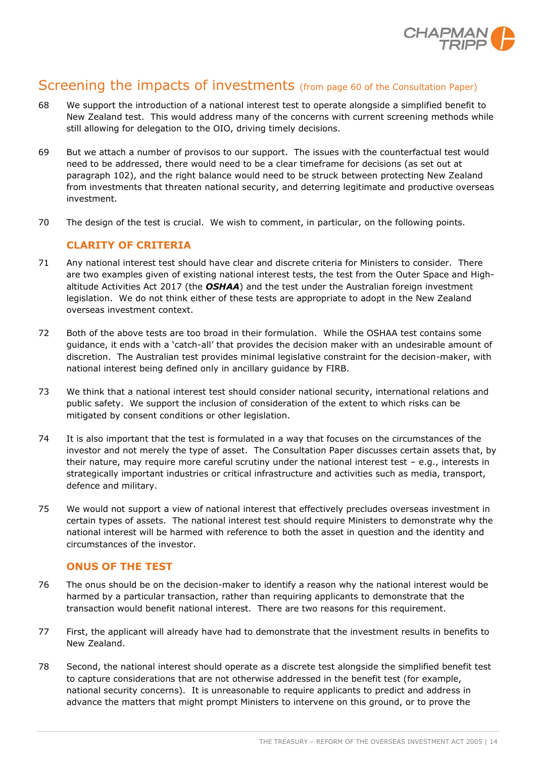## Screening the impacts of investments (from page 60 of the Consultation Paper)

68 We support the introduction of a national interest test to operate alongside a simplified benefit to New Zealand test. This would address many of the concerns with current screening methods while still allowing for delegation to the OIO, driving timely decisions.

69 But we attach a number of provisos to our support. The issues with the counterfactual test would need to be addressed, there would need to be a clear timeframe for decisions (as set out at paragraph 102), and the right balance would need to be struck between protecting New Zealand from investments that threaten national security, and deterring legitimate and productive overseas investment.

70 The design of the test is crucial. We wish to comment, in particular, on the following points.

### CLARITY OF CRITERIA

71 Any national interest test should have clear and discrete criteria for Ministers to consider. There are two examples given of existing national interest tests, the test from the Outer Space and High-altitude Activities Act 2017 (the ***OSHAA***) and the test under the Australian foreign investment legislation. We do not think either of these tests are appropriate to adopt in the New Zealand overseas investment context.

72 Both of the above tests are too broad in their formulation. While the OSHAA test contains some guidance, it ends with a 'catch-all' that provides the decision maker with an undesirable amount of discretion. The Australian test provides minimal legislative constraint for the decision-maker, with national interest being defined only in ancillary guidance by FIRB.

73 We think that a national interest test should consider national security, international relations and public safety. We support the inclusion of consideration of the extent to which risks can be mitigated by consent conditions or other legislation.

74 It is also important that the test is formulated in a way that focuses on the circumstances of the investor and not merely the type of asset. The Consultation Paper discusses certain assets that, by their nature, may require more careful scrutiny under the national interest test – e.g., interests in strategically important industries or critical infrastructure and activities such as media, transport, defence and military.

75 We would not support a view of national interest that effectively precludes overseas investment in certain types of assets. The national interest test should require Ministers to demonstrate why the national interest will be harmed with reference to both the asset in question and the identity and circumstances of the investor.

### ONUS OF THE TEST

76 The onus should be on the decision-maker to identify a reason why the national interest would be harmed by a particular transaction, rather than requiring applicants to demonstrate that the transaction would benefit national interest. There are two reasons for this requirement.

77 First, the applicant will already have had to demonstrate that the investment results in benefits to New Zealand.

78 Second, the national interest should operate as a discrete test alongside the simplified benefit test to capture considerations that are not otherwise addressed in the benefit test (for example, national security concerns). It is unreasonable to require applicants to predict and address in advance the matters that might prompt Ministers to intervene on this ground, or to prove the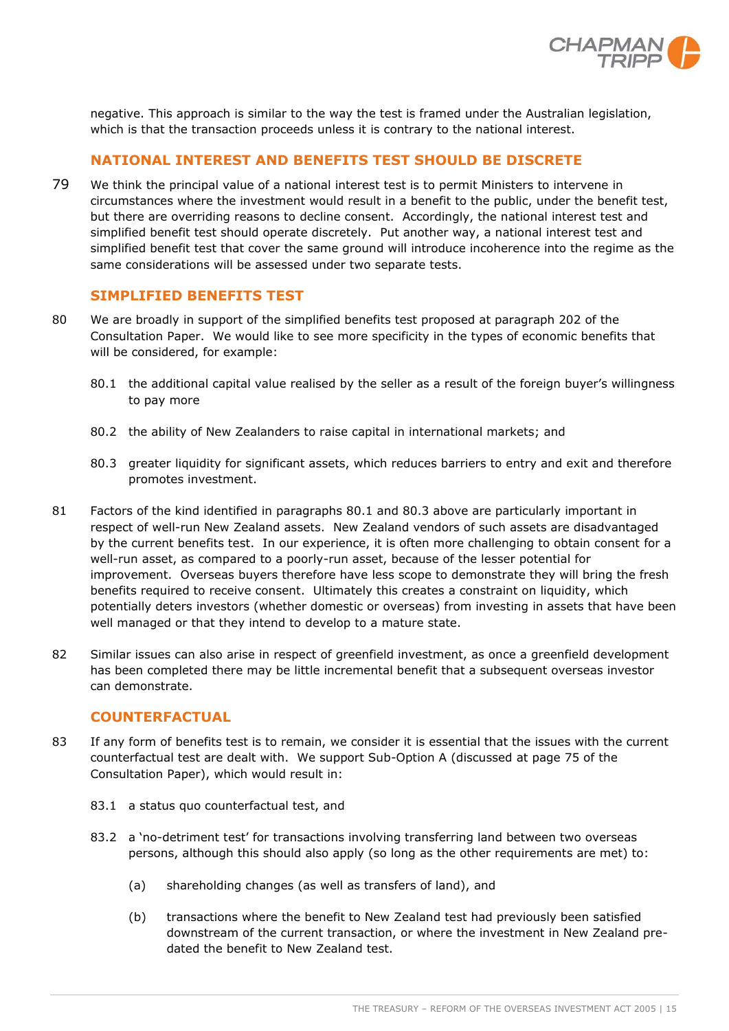negative. This approach is similar to the way the test is framed under the Australian legislation, which is that the transaction proceeds unless it is contrary to the national interest.

## NATIONAL INTEREST AND BENEFITS TEST SHOULD BE DISCRETE

79 We think the principal value of a national interest test is to permit Ministers to intervene in circumstances where the investment would result in a benefit to the public, under the benefit test, but there are overriding reasons to decline consent. Accordingly, the national interest test and simplified benefit test should operate discretely. Put another way, a national interest test and simplified benefit test that cover the same ground will introduce incoherence into the regime as the same considerations will be assessed under two separate tests.

## SIMPLIFIED BENEFITS TEST

80 We are broadly in support of the simplified benefits test proposed at paragraph 202 of the Consultation Paper. We would like to see more specificity in the types of economic benefits that will be considered, for example:

80.1 the additional capital value realised by the seller as a result of the foreign buyer's willingness to pay more

80.2 the ability of New Zealanders to raise capital in international markets; and

80.3 greater liquidity for significant assets, which reduces barriers to entry and exit and therefore promotes investment.

81 Factors of the kind identified in paragraphs 80.1 and 80.3 above are particularly important in respect of well-run New Zealand assets. New Zealand vendors of such assets are disadvantaged by the current benefits test. In our experience, it is often more challenging to obtain consent for a well-run asset, as compared to a poorly-run asset, because of the lesser potential for improvement. Overseas buyers therefore have less scope to demonstrate they will bring the fresh benefits required to receive consent. Ultimately this creates a constraint on liquidity, which potentially deters investors (whether domestic or overseas) from investing in assets that have been well managed or that they intend to develop to a mature state.

82 Similar issues can also arise in respect of greenfield investment, as once a greenfield development has been completed there may be little incremental benefit that a subsequent overseas investor can demonstrate.

## COUNTERFACTUAL

83 If any form of benefits test is to remain, we consider it is essential that the issues with the current counterfactual test are dealt with. We support Sub-Option A (discussed at page 75 of the Consultation Paper), which would result in:

83.1 a status quo counterfactual test, and

83.2 a 'no-detriment test' for transactions involving transferring land between two overseas persons, although this should also apply (so long as the other requirements are met) to:

(a) shareholding changes (as well as transfers of land), and

(b) transactions where the benefit to New Zealand test had previously been satisfied downstream of the current transaction, or where the investment in New Zealand pre-dated the benefit to New Zealand test.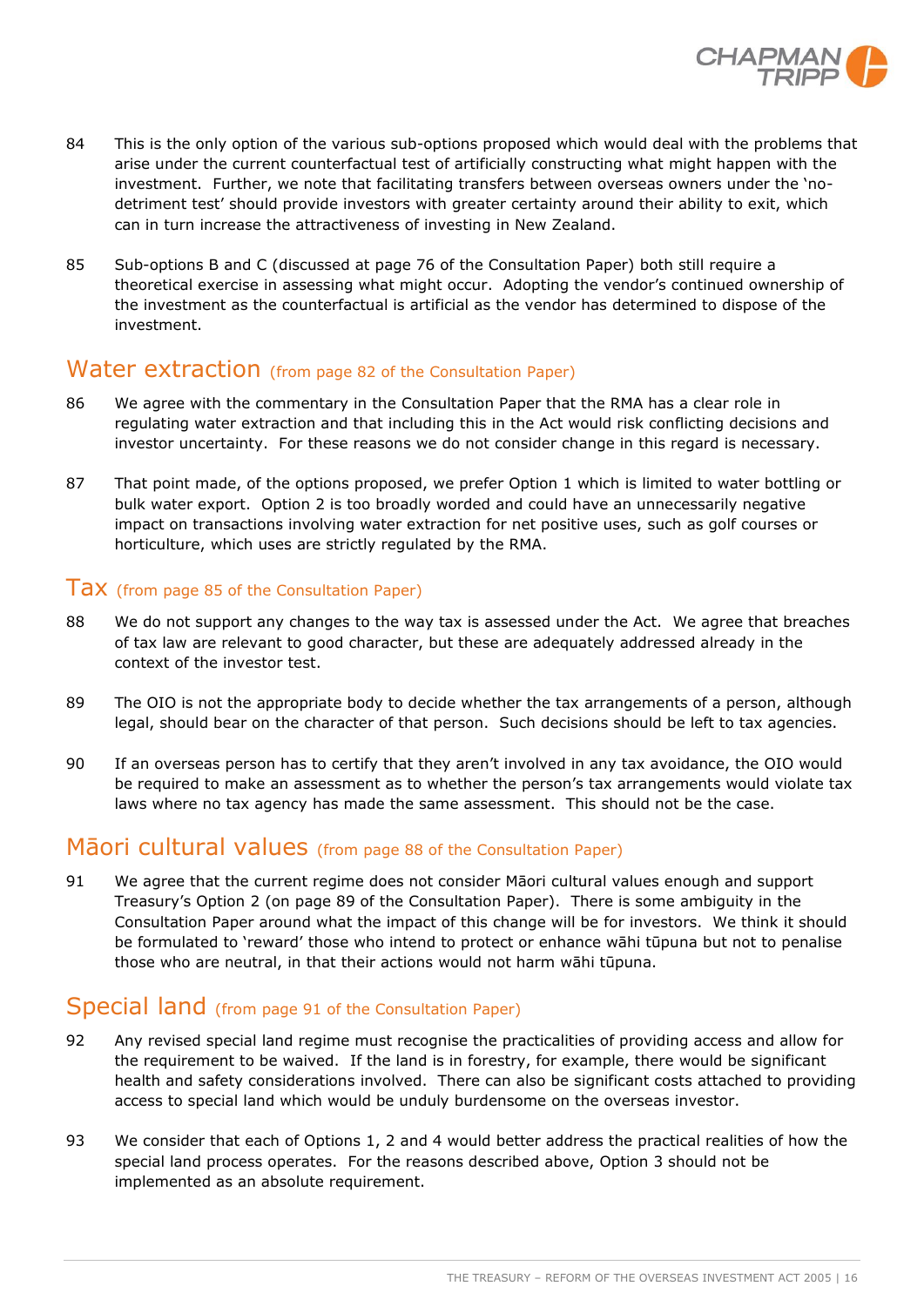84 This is the only option of the various sub-options proposed which would deal with the problems that arise under the current counterfactual test of artificially constructing what might happen with the investment. Further, we note that facilitating transfers between overseas owners under the 'no-detriment test' should provide investors with greater certainty around their ability to exit, which can in turn increase the attractiveness of investing in New Zealand.

85 Sub-options B and C (discussed at page 76 of the Consultation Paper) both still require a theoretical exercise in assessing what might occur. Adopting the vendor's continued ownership of the investment as the counterfactual is artificial as the vendor has determined to dispose of the investment.

## Water extraction (from page 82 of the Consultation Paper)

86 We agree with the commentary in the Consultation Paper that the RMA has a clear role in regulating water extraction and that including this in the Act would risk conflicting decisions and investor uncertainty. For these reasons we do not consider change in this regard is necessary.

87 That point made, of the options proposed, we prefer Option 1 which is limited to water bottling or bulk water export. Option 2 is too broadly worded and could have an unnecessarily negative impact on transactions involving water extraction for net positive uses, such as golf courses or horticulture, which uses are strictly regulated by the RMA.

## Tax (from page 85 of the Consultation Paper)

88 We do not support any changes to the way tax is assessed under the Act. We agree that breaches of tax law are relevant to good character, but these are adequately addressed already in the context of the investor test.

89 The OIO is not the appropriate body to decide whether the tax arrangements of a person, although legal, should bear on the character of that person. Such decisions should be left to tax agencies.

90 If an overseas person has to certify that they aren't involved in any tax avoidance, the OIO would be required to make an assessment as to whether the person's tax arrangements would violate tax laws where no tax agency has made the same assessment. This should not be the case.

## Māori cultural values (from page 88 of the Consultation Paper)

91 We agree that the current regime does not consider Māori cultural values enough and support Treasury's Option 2 (on page 89 of the Consultation Paper). There is some ambiguity in the Consultation Paper around what the impact of this change will be for investors. We think it should be formulated to 'reward' those who intend to protect or enhance wāhi tūpuna but not to penalise those who are neutral, in that their actions would not harm wāhi tūpuna.

## Special land (from page 91 of the Consultation Paper)

92 Any revised special land regime must recognise the practicalities of providing access and allow for the requirement to be waived. If the land is in forestry, for example, there would be significant health and safety considerations involved. There can also be significant costs attached to providing access to special land which would be unduly burdensome on the overseas investor.

93 We consider that each of Options 1, 2 and 4 would better address the practical realities of how the special land process operates. For the reasons described above, Option 3 should not be implemented as an absolute requirement.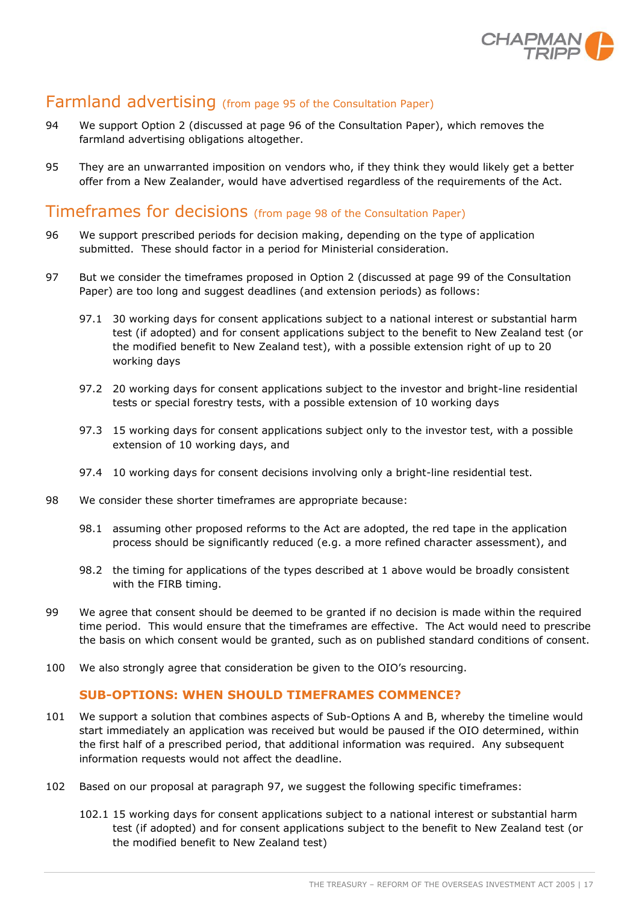## Farmland advertising (from page 95 of the Consultation Paper)

94 We support Option 2 (discussed at page 96 of the Consultation Paper), which removes the farmland advertising obligations altogether.

95 They are an unwarranted imposition on vendors who, if they think they would likely get a better offer from a New Zealander, would have advertised regardless of the requirements of the Act.

## Timeframes for decisions (from page 98 of the Consultation Paper)

96 We support prescribed periods for decision making, depending on the type of application submitted. These should factor in a period for Ministerial consideration.

97 But we consider the timeframes proposed in Option 2 (discussed at page 99 of the Consultation Paper) are too long and suggest deadlines (and extension periods) as follows:

97.1 30 working days for consent applications subject to a national interest or substantial harm test (if adopted) and for consent applications subject to the benefit to New Zealand test (or the modified benefit to New Zealand test), with a possible extension right of up to 20 working days

97.2 20 working days for consent applications subject to the investor and bright-line residential tests or special forestry tests, with a possible extension of 10 working days

97.3 15 working days for consent applications subject only to the investor test, with a possible extension of 10 working days, and

97.4 10 working days for consent decisions involving only a bright-line residential test.

98 We consider these shorter timeframes are appropriate because:

98.1 assuming other proposed reforms to the Act are adopted, the red tape in the application process should be significantly reduced (e.g. a more refined character assessment), and

98.2 the timing for applications of the types described at 1 above would be broadly consistent with the FIRB timing.

99 We agree that consent should be deemed to be granted if no decision is made within the required time period. This would ensure that the timeframes are effective. The Act would need to prescribe the basis on which consent would be granted, such as on published standard conditions of consent.

100 We also strongly agree that consideration be given to the OIO's resourcing.

### SUB-OPTIONS: WHEN SHOULD TIMEFRAMES COMMENCE?

101 We support a solution that combines aspects of Sub-Options A and B, whereby the timeline would start immediately an application was received but would be paused if the OIO determined, within the first half of a prescribed period, that additional information was required. Any subsequent information requests would not affect the deadline.

102 Based on our proposal at paragraph 97, we suggest the following specific timeframes:

102.1 15 working days for consent applications subject to a national interest or substantial harm test (if adopted) and for consent applications subject to the benefit to New Zealand test (or the modified benefit to New Zealand test)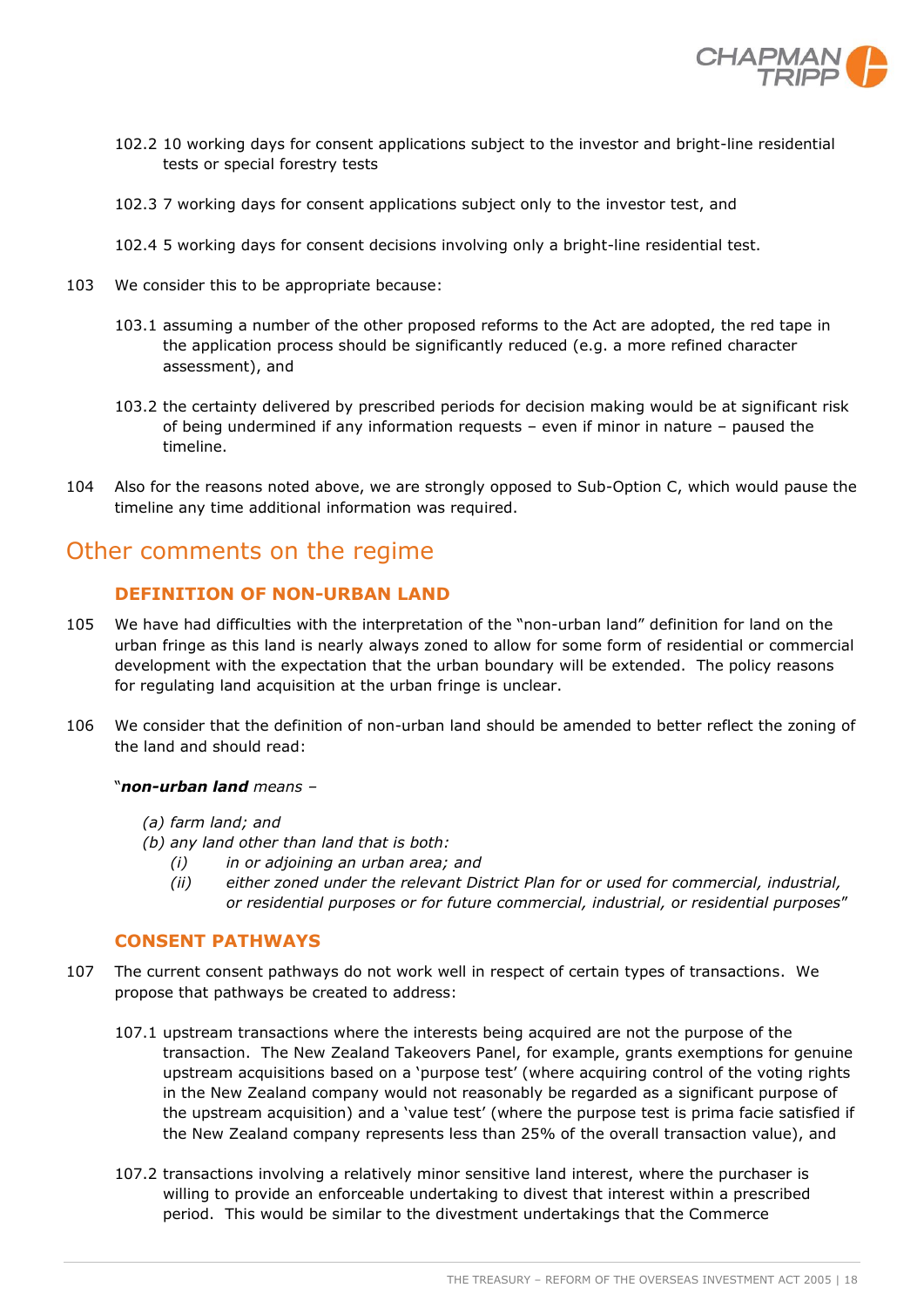102.2 10 working days for consent applications subject to the investor and bright-line residential tests or special forestry tests

102.3 7 working days for consent applications subject only to the investor test, and

102.4 5 working days for consent decisions involving only a bright-line residential test.

103 We consider this to be appropriate because:

103.1 assuming a number of the other proposed reforms to the Act are adopted, the red tape in the application process should be significantly reduced (e.g. a more refined character assessment), and

103.2 the certainty delivered by prescribed periods for decision making would be at significant risk of being undermined if any information requests – even if minor in nature – paused the timeline.

104 Also for the reasons noted above, we are strongly opposed to Sub-Option C, which would pause the timeline any time additional information was required.

## Other comments on the regime

### DEFINITION OF NON-URBAN LAND

105 We have had difficulties with the interpretation of the "non-urban land" definition for land on the urban fringe as this land is nearly always zoned to allow for some form of residential or commercial development with the expectation that the urban boundary will be extended. The policy reasons for regulating land acquisition at the urban fringe is unclear.

106 We consider that the definition of non-urban land should be amended to better reflect the zoning of the land and should read:

"***non-urban land*** *means –*

*(a) farm land; and*
*(b) any land other than land that is both:*
*(i) in or adjoining an urban area; and*
*(ii) either zoned under the relevant District Plan for or used for commercial, industrial, or residential purposes or for future commercial, industrial, or residential purposes*"

### CONSENT PATHWAYS

107 The current consent pathways do not work well in respect of certain types of transactions. We propose that pathways be created to address:

107.1 upstream transactions where the interests being acquired are not the purpose of the transaction. The New Zealand Takeovers Panel, for example, grants exemptions for genuine upstream acquisitions based on a 'purpose test' (where acquiring control of the voting rights in the New Zealand company would not reasonably be regarded as a significant purpose of the upstream acquisition) and a 'value test' (where the purpose test is prima facie satisfied if the New Zealand company represents less than 25% of the overall transaction value), and

107.2 transactions involving a relatively minor sensitive land interest, where the purchaser is willing to provide an enforceable undertaking to divest that interest within a prescribed period. This would be similar to the divestment undertakings that the Commerce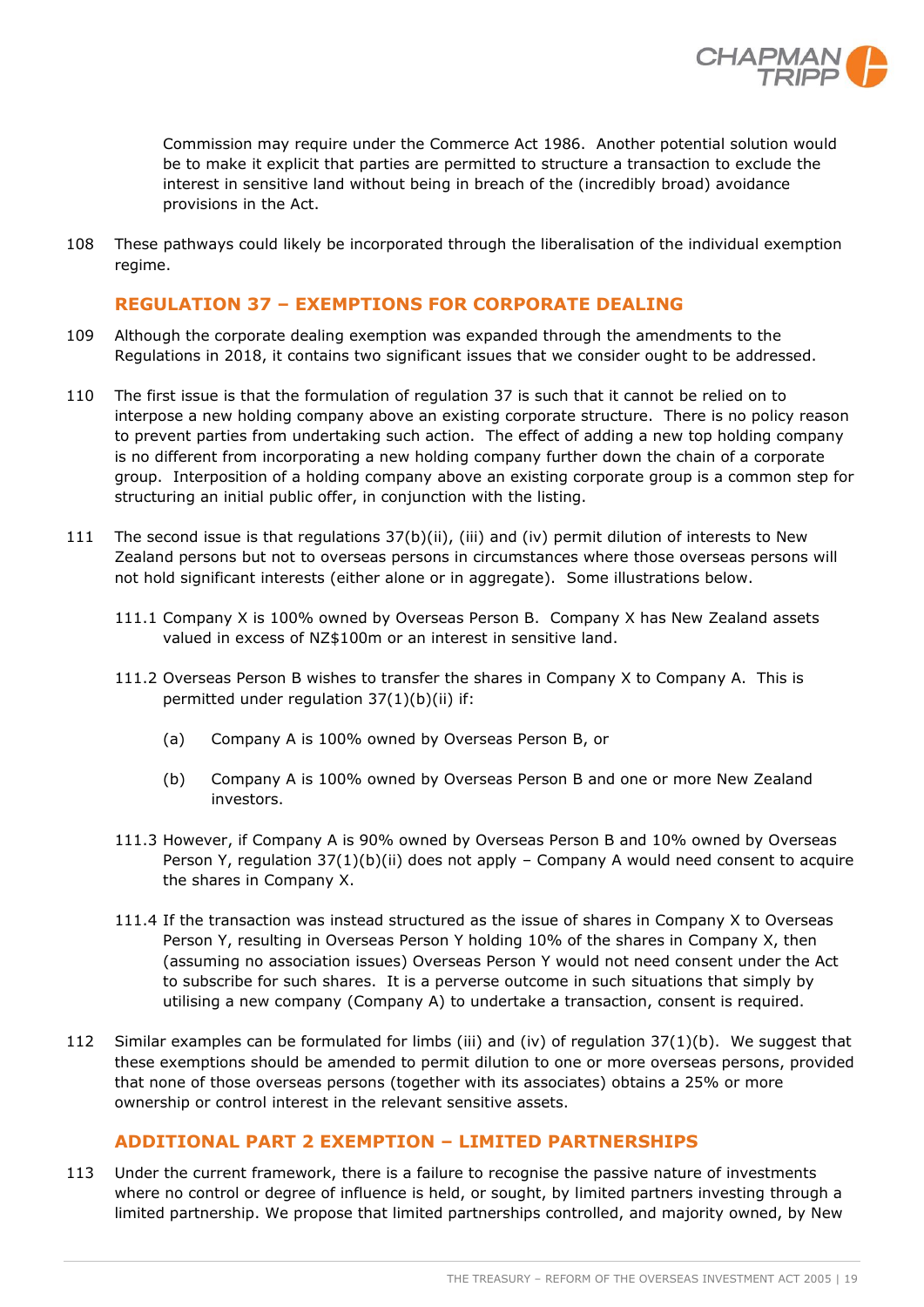Commission may require under the Commerce Act 1986. Another potential solution would be to make it explicit that parties are permitted to structure a transaction to exclude the interest in sensitive land without being in breach of the (incredibly broad) avoidance provisions in the Act.

108 These pathways could likely be incorporated through the liberalisation of the individual exemption regime.

## REGULATION 37 – EXEMPTIONS FOR CORPORATE DEALING

109 Although the corporate dealing exemption was expanded through the amendments to the Regulations in 2018, it contains two significant issues that we consider ought to be addressed.

110 The first issue is that the formulation of regulation 37 is such that it cannot be relied on to interpose a new holding company above an existing corporate structure. There is no policy reason to prevent parties from undertaking such action. The effect of adding a new top holding company is no different from incorporating a new holding company further down the chain of a corporate group. Interposition of a holding company above an existing corporate group is a common step for structuring an initial public offer, in conjunction with the listing.

111 The second issue is that regulations 37(b)(ii), (iii) and (iv) permit dilution of interests to New Zealand persons but not to overseas persons in circumstances where those overseas persons will not hold significant interests (either alone or in aggregate). Some illustrations below.

111.1 Company X is 100% owned by Overseas Person B. Company X has New Zealand assets valued in excess of NZ$100m or an interest in sensitive land.

111.2 Overseas Person B wishes to transfer the shares in Company X to Company A. This is permitted under regulation 37(1)(b)(ii) if:

(a) Company A is 100% owned by Overseas Person B, or

(b) Company A is 100% owned by Overseas Person B and one or more New Zealand investors.

111.3 However, if Company A is 90% owned by Overseas Person B and 10% owned by Overseas Person Y, regulation 37(1)(b)(ii) does not apply – Company A would need consent to acquire the shares in Company X.

111.4 If the transaction was instead structured as the issue of shares in Company X to Overseas Person Y, resulting in Overseas Person Y holding 10% of the shares in Company X, then (assuming no association issues) Overseas Person Y would not need consent under the Act to subscribe for such shares. It is a perverse outcome in such situations that simply by utilising a new company (Company A) to undertake a transaction, consent is required.

112 Similar examples can be formulated for limbs (iii) and (iv) of regulation 37(1)(b). We suggest that these exemptions should be amended to permit dilution to one or more overseas persons, provided that none of those overseas persons (together with its associates) obtains a 25% or more ownership or control interest in the relevant sensitive assets.

## ADDITIONAL PART 2 EXEMPTION – LIMITED PARTNERSHIPS

113 Under the current framework, there is a failure to recognise the passive nature of investments where no control or degree of influence is held, or sought, by limited partners investing through a limited partnership. We propose that limited partnerships controlled, and majority owned, by New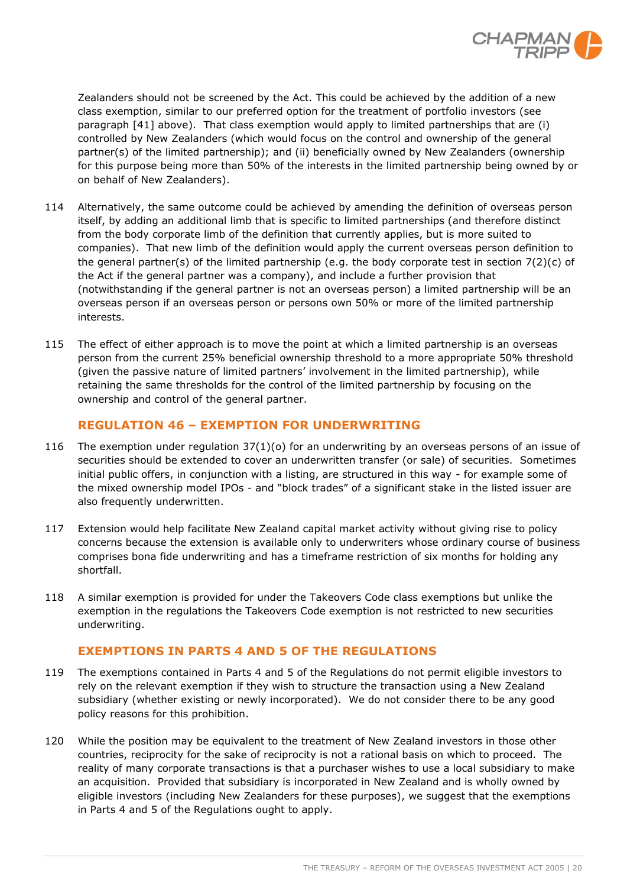Zealanders should not be screened by the Act. This could be achieved by the addition of a new class exemption, similar to our preferred option for the treatment of portfolio investors (see paragraph [41] above). That class exemption would apply to limited partnerships that are (i) controlled by New Zealanders (which would focus on the control and ownership of the general partner(s) of the limited partnership); and (ii) beneficially owned by New Zealanders (ownership for this purpose being more than 50% of the interests in the limited partnership being owned by or on behalf of New Zealanders).

114 Alternatively, the same outcome could be achieved by amending the definition of overseas person itself, by adding an additional limb that is specific to limited partnerships (and therefore distinct from the body corporate limb of the definition that currently applies, but is more suited to companies). That new limb of the definition would apply the current overseas person definition to the general partner(s) of the limited partnership (e.g. the body corporate test in section 7(2)(c) of the Act if the general partner was a company), and include a further provision that (notwithstanding if the general partner is not an overseas person) a limited partnership will be an overseas person if an overseas person or persons own 50% or more of the limited partnership interests.

115 The effect of either approach is to move the point at which a limited partnership is an overseas person from the current 25% beneficial ownership threshold to a more appropriate 50% threshold (given the passive nature of limited partners' involvement in the limited partnership), while retaining the same thresholds for the control of the limited partnership by focusing on the ownership and control of the general partner.

## REGULATION 46 – EXEMPTION FOR UNDERWRITING

116 The exemption under regulation 37(1)(o) for an underwriting by an overseas persons of an issue of securities should be extended to cover an underwritten transfer (or sale) of securities. Sometimes initial public offers, in conjunction with a listing, are structured in this way - for example some of the mixed ownership model IPOs - and "block trades" of a significant stake in the listed issuer are also frequently underwritten.

117 Extension would help facilitate New Zealand capital market activity without giving rise to policy concerns because the extension is available only to underwriters whose ordinary course of business comprises bona fide underwriting and has a timeframe restriction of six months for holding any shortfall.

118 A similar exemption is provided for under the Takeovers Code class exemptions but unlike the exemption in the regulations the Takeovers Code exemption is not restricted to new securities underwriting.

## EXEMPTIONS IN PARTS 4 AND 5 OF THE REGULATIONS

119 The exemptions contained in Parts 4 and 5 of the Regulations do not permit eligible investors to rely on the relevant exemption if they wish to structure the transaction using a New Zealand subsidiary (whether existing or newly incorporated). We do not consider there to be any good policy reasons for this prohibition.

120 While the position may be equivalent to the treatment of New Zealand investors in those other countries, reciprocity for the sake of reciprocity is not a rational basis on which to proceed. The reality of many corporate transactions is that a purchaser wishes to use a local subsidiary to make an acquisition. Provided that subsidiary is incorporated in New Zealand and is wholly owned by eligible investors (including New Zealanders for these purposes), we suggest that the exemptions in Parts 4 and 5 of the Regulations ought to apply.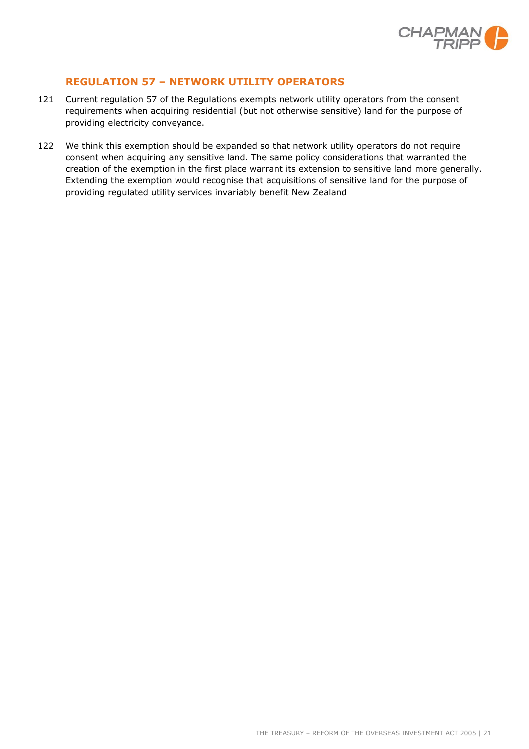## REGULATION 57 – NETWORK UTILITY OPERATORS

121 Current regulation 57 of the Regulations exempts network utility operators from the consent requirements when acquiring residential (but not otherwise sensitive) land for the purpose of providing electricity conveyance.

122 We think this exemption should be expanded so that network utility operators do not require consent when acquiring any sensitive land. The same policy considerations that warranted the creation of the exemption in the first place warrant its extension to sensitive land more generally. Extending the exemption would recognise that acquisitions of sensitive land for the purpose of providing regulated utility services invariably benefit New Zealand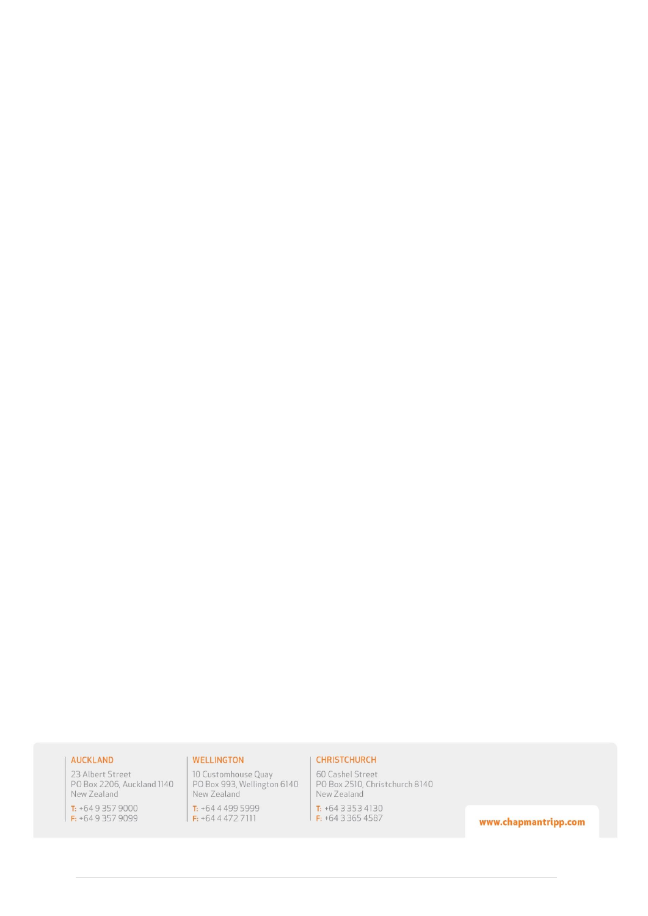**AUCKLAND**

23 Albert Street
PO Box 2206, Auckland 1140
New Zealand

**T:** +64 9 357 9000
**F:** +64 9 357 9099

**WELLINGTON**

10 Customhouse Quay
PO Box 993, Wellington 6140
New Zealand

**T:** +64 4 499 5999
**F:** +64 4 472 7111

**CHRISTCHURCH**

60 Cashel Street
PO Box 2510, Christchurch 8140
New Zealand

**T:** +64 3 353 4130
**F:** +64 3 365 4587

**www.chapmantripp.com**